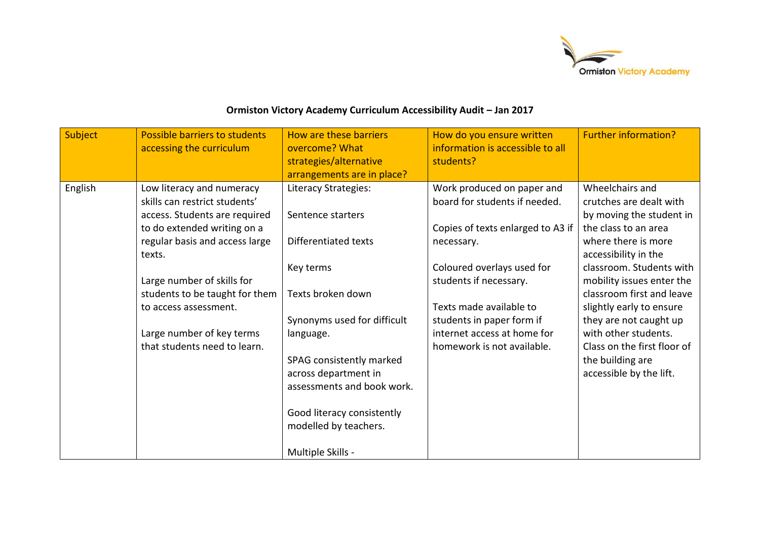Ormiston Victory Academy

## Ormiston Victory Academy Curriculum Accessibility Audit – Jan 2017

| Subject | Possible barriers to students accessing the curriculum | How are these barriers overcome? What strategies/alternative arrangements are in place? | How do you ensure written information is accessible to all students? | Further information? |
| --- | --- | --- | --- | --- |
| English | Low literacy and numeracy skills can restrict students' access. Students are required to do extended writing on a regular basis and access large texts.<br><br>Large number of skills for students to be taught for them to access assessment.<br><br>Large number of key terms that students need to learn. | Literacy Strategies:<br><br>Sentence starters<br><br>Differentiated texts<br><br>Key terms<br><br>Texts broken down<br><br>Synonyms used for difficult language.<br><br>SPAG consistently marked across department in assessments and book work.<br><br>Good literacy consistently modelled by teachers.<br><br>Multiple Skills - | Work produced on paper and board for students if needed.<br><br>Copies of texts enlarged to A3 if necessary.<br><br>Coloured overlays used for students if necessary.<br><br>Texts made available to students in paper form if internet access at home for homework is not available. | Wheelchairs and crutches are dealt with by moving the student in the class to an area where there is more accessibility in the classroom. Students with mobility issues enter the classroom first and leave slightly early to ensure they are not caught up with other students. Class on the first floor of the building are accessible by the lift. |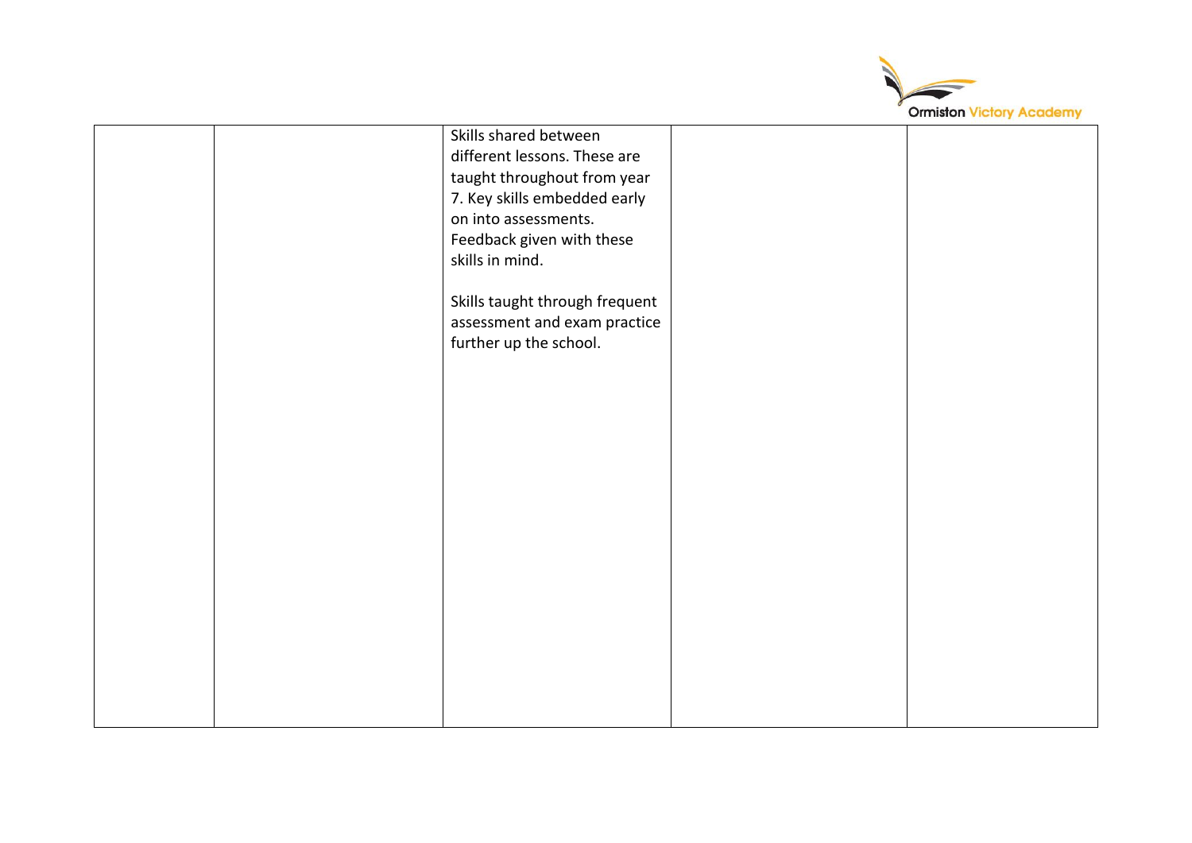| | | | | |
|---|---|---|---|---|
| | | Skills shared between different lessons. These are taught throughout from year 7. Key skills embedded early on into assessments. Feedback given with these skills in mind.<br><br>Skills taught through frequent assessment and exam practice further up the school. | | |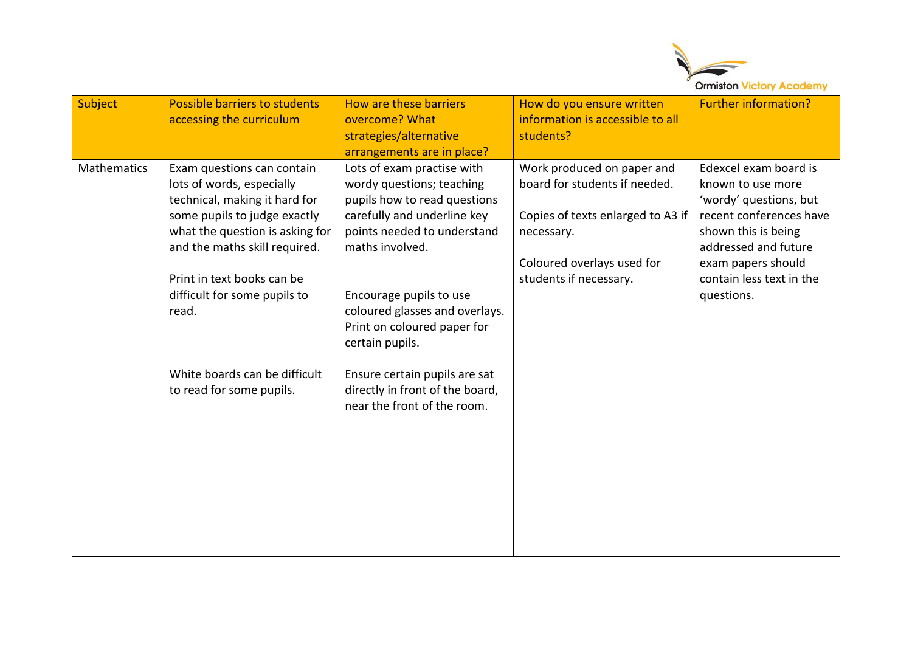| Subject | Possible barriers to students accessing the curriculum | How are these barriers overcome? What strategies/alternative arrangements are in place? | How do you ensure written information is accessible to all students? | Further information? |
|---|---|---|---|---|
| Mathematics | Exam questions can contain lots of words, especially technical, making it hard for some pupils to judge exactly what the question is asking for and the maths skill required.<br><br>Print in text books can be difficult for some pupils to read.<br><br>White boards can be difficult to read for some pupils. | Lots of exam practise with wordy questions; teaching pupils how to read questions carefully and underline key points needed to understand maths involved.<br><br>Encourage pupils to use coloured glasses and overlays. Print on coloured paper for certain pupils.<br><br>Ensure certain pupils are sat directly in front of the board, near the front of the room. | Work produced on paper and board for students if needed.<br><br>Copies of texts enlarged to A3 if necessary.<br><br>Coloured overlays used for students if necessary. | Edexcel exam board is known to use more 'wordy' questions, but recent conferences have shown this is being addressed and future exam papers should contain less text in the questions. |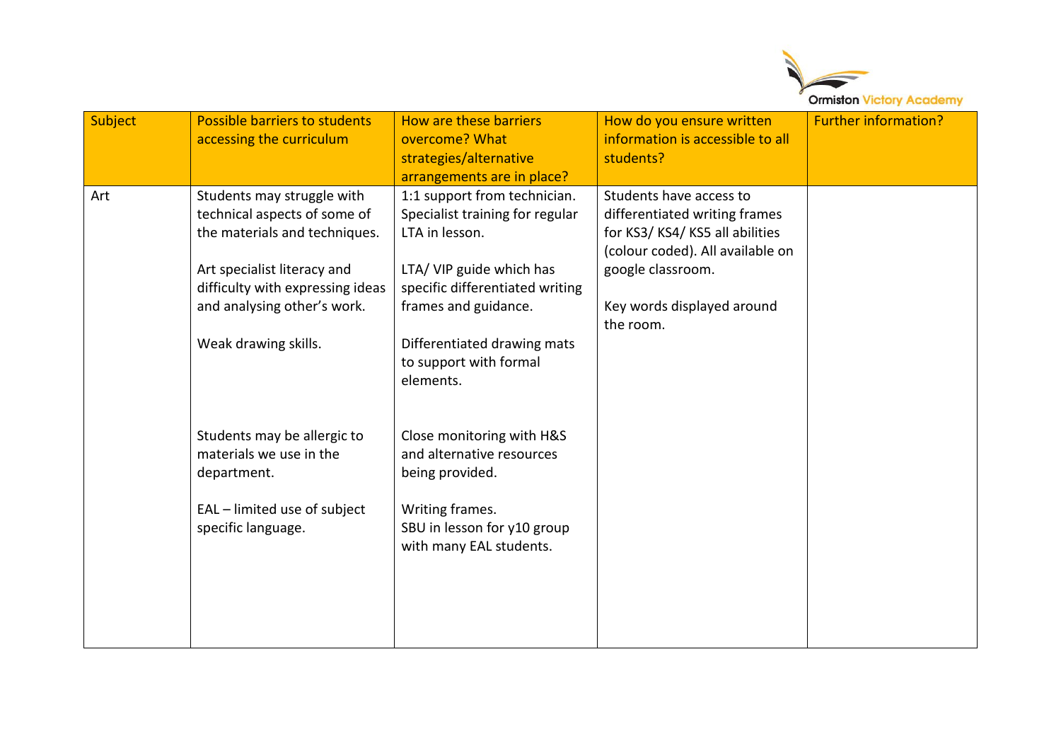| Subject | Possible barriers to students accessing the curriculum | How are these barriers overcome? What strategies/alternative arrangements are in place? | How do you ensure written information is accessible to all students? | Further information? |
| --- | --- | --- | --- | --- |
| Art | Students may struggle with technical aspects of some of the materials and techniques.<br><br>Art specialist literacy and difficulty with expressing ideas and analysing other's work.<br><br>Weak drawing skills.<br><br>Students may be allergic to materials we use in the department.<br><br>EAL – limited use of subject specific language. | 1:1 support from technician. Specialist training for regular LTA in lesson.<br><br>LTA/ VIP guide which has specific differentiated writing frames and guidance.<br><br>Differentiated drawing mats to support with formal elements.<br><br>Close monitoring with H&S and alternative resources being provided.<br><br>Writing frames.<br>SBU in lesson for y10 group with many EAL students. | Students have access to differentiated writing frames for KS3/ KS4/ KS5 all abilities (colour coded). All available on google classroom.<br><br>Key words displayed around the room. | |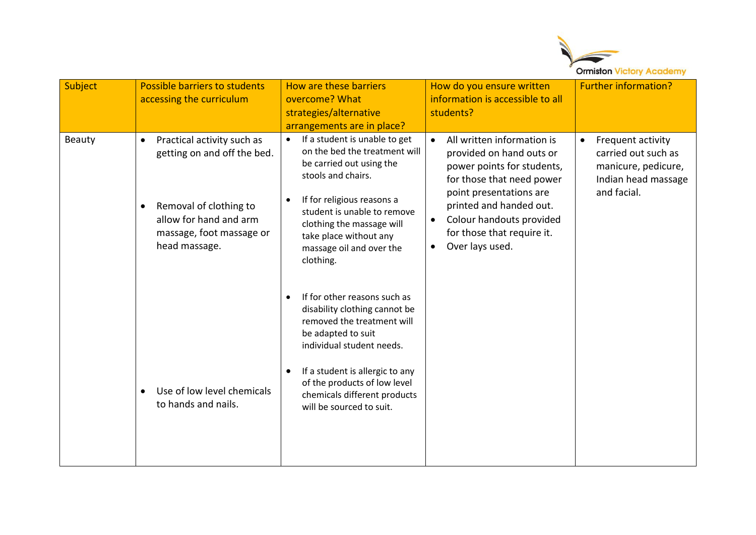| Subject | Possible barriers to students accessing the curriculum | How are these barriers overcome? What strategies/alternative arrangements are in place? | How do you ensure written information is accessible to all students? | Further information? |
|---|---|---|---|---|
| Beauty | • Practical activity such as getting on and off the bed.<br><br>• Removal of clothing to allow for hand and arm massage, foot massage or head massage.<br><br>• Use of low level chemicals to hands and nails. | • If a student is unable to get on the bed the treatment will be carried out using the stools and chairs.<br><br>• If for religious reasons a student is unable to remove clothing the massage will take place without any massage oil and over the clothing.<br><br>• If for other reasons such as disability clothing cannot be removed the treatment will be adapted to suit individual student needs.<br><br>• If a student is allergic to any of the products of low level chemicals different products will be sourced to suit. | • All written information is provided on hand outs or power points for students, for those that need power point presentations are printed and handed out.<br>• Colour handouts provided for those that require it.<br>• Over lays used. | • Frequent activity carried out such as manicure, pedicure, Indian head massage and facial. |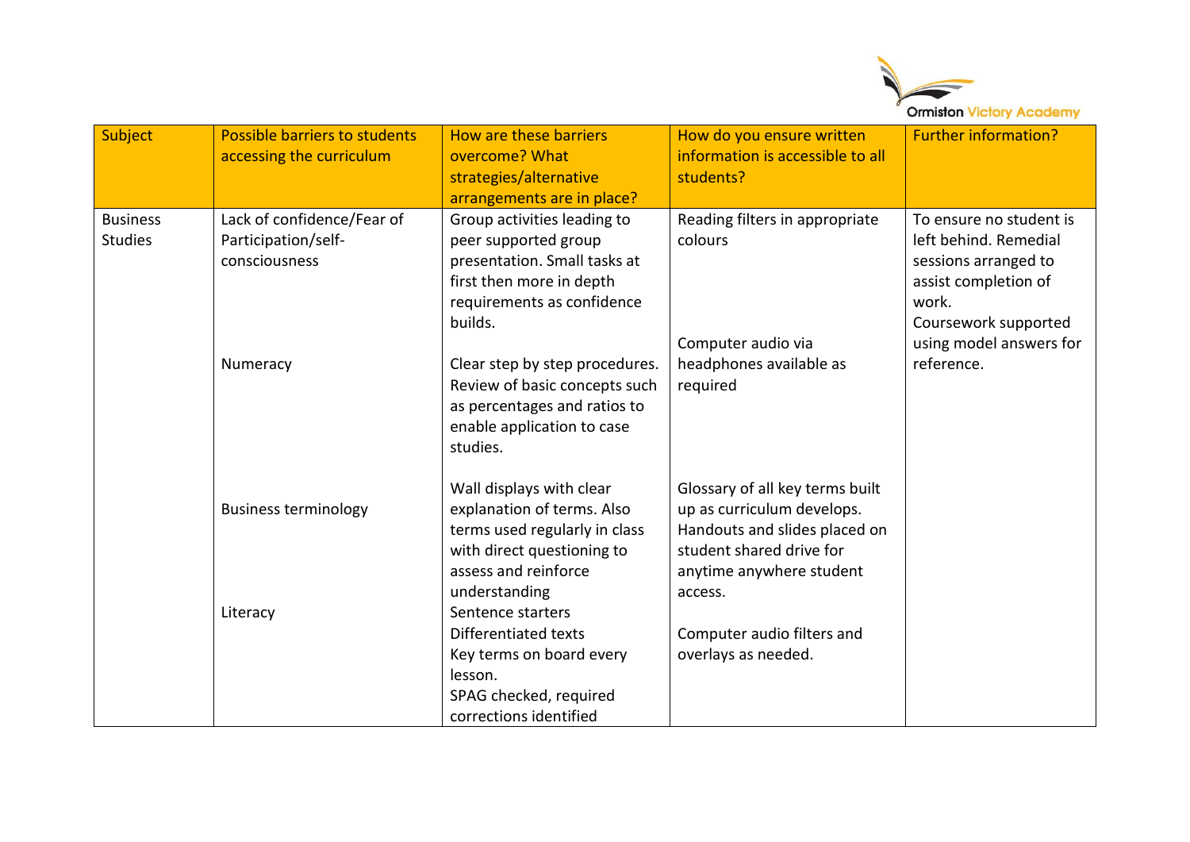| Subject | Possible barriers to students accessing the curriculum | How are these barriers overcome? What strategies/alternative arrangements are in place? | How do you ensure written information is accessible to all students? | Further information? |
| --- | --- | --- | --- | --- |
| Business Studies | Lack of confidence/Fear of Participation/self-consciousness | Group activities leading to peer supported group presentation. Small tasks at first then more in depth requirements as confidence builds. | Reading filters in appropriate colours | To ensure no student is left behind. Remedial sessions arranged to assist completion of work. Coursework supported using model answers for reference. |
| | Numeracy | Clear step by step procedures. Review of basic concepts such as percentages and ratios to enable application to case studies. | Computer audio via headphones available as required | |
| | Business terminology | Wall displays with clear explanation of terms. Also terms used regularly in class with direct questioning to assess and reinforce understanding | Glossary of all key terms built up as curriculum develops. Handouts and slides placed on student shared drive for anytime anywhere student access. | |
| | Literacy | Sentence starters<br>Differentiated texts<br>Key terms on board every lesson.<br>SPAG checked, required corrections identified | Computer audio filters and overlays as needed. | |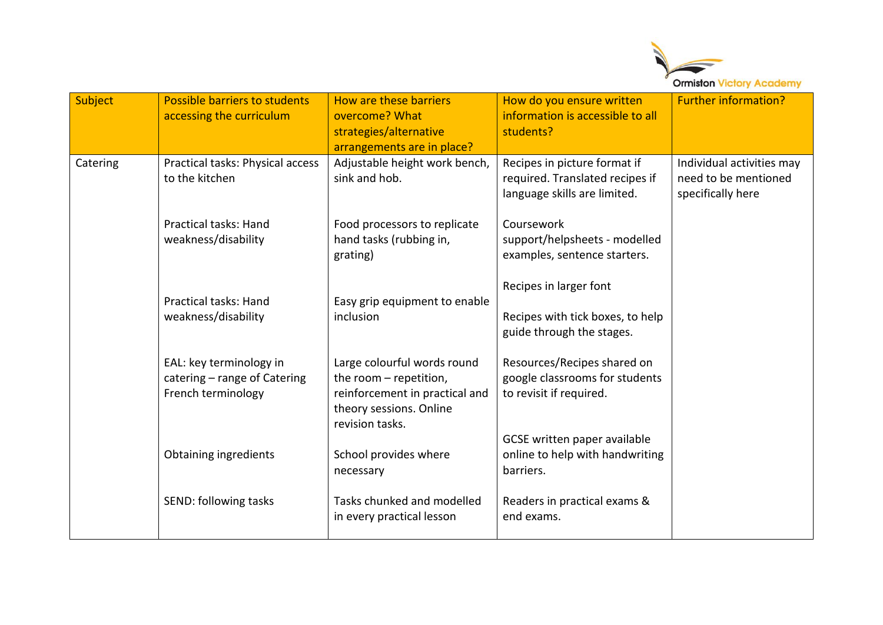| Subject | Possible barriers to students accessing the curriculum | How are these barriers overcome? What strategies/alternative arrangements are in place? | How do you ensure written information is accessible to all students? | Further information? |
|---|---|---|---|---|
| Catering | Practical tasks: Physical access to the kitchen<br><br>Practical tasks: Hand weakness/disability<br><br>Practical tasks: Hand weakness/disability<br><br>EAL: key terminology in catering – range of Catering French terminology<br><br>Obtaining ingredients<br><br>SEND: following tasks | Adjustable height work bench, sink and hob.<br><br>Food processors to replicate hand tasks (rubbing in, grating)<br><br>Easy grip equipment to enable inclusion<br><br>Large colourful words round the room – repetition, reinforcement in practical and theory sessions. Online revision tasks.<br><br>School provides where necessary<br><br>Tasks chunked and modelled in every practical lesson | Recipes in picture format if required. Translated recipes if language skills are limited.<br><br>Coursework support/helpsheets - modelled examples, sentence starters.<br><br>Recipes in larger font<br><br>Recipes with tick boxes, to help guide through the stages.<br><br>Resources/Recipes shared on google classrooms for students to revisit if required.<br><br>GCSE written paper available online to help with handwriting barriers.<br><br>Readers in practical exams & end exams. | Individual activities may need to be mentioned specifically here |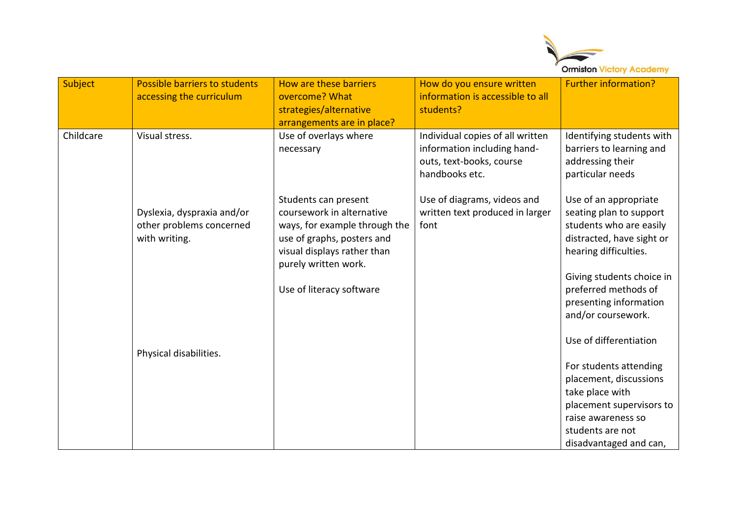| Subject | Possible barriers to students accessing the curriculum | How are these barriers overcome? What strategies/alternative arrangements are in place? | How do you ensure written information is accessible to all students? | Further information? |
|---|---|---|---|---|
| Childcare | Visual stress.<br><br>Dyslexia, dyspraxia and/or other problems concerned with writing.<br><br>Physical disabilities. | Use of overlays where necessary<br><br>Students can present coursework in alternative ways, for example through the use of graphs, posters and visual displays rather than purely written work.<br><br>Use of literacy software | Individual copies of all written information including hand-outs, text-books, course handbooks etc.<br><br>Use of diagrams, videos and written text produced in larger font | Identifying students with barriers to learning and addressing their particular needs<br><br>Use of an appropriate seating plan to support students who are easily distracted, have sight or hearing difficulties.<br><br>Giving students choice in preferred methods of presenting information and/or coursework.<br><br>Use of differentiation<br><br>For students attending placement, discussions take place with placement supervisors to raise awareness so students are not disadvantaged and can, |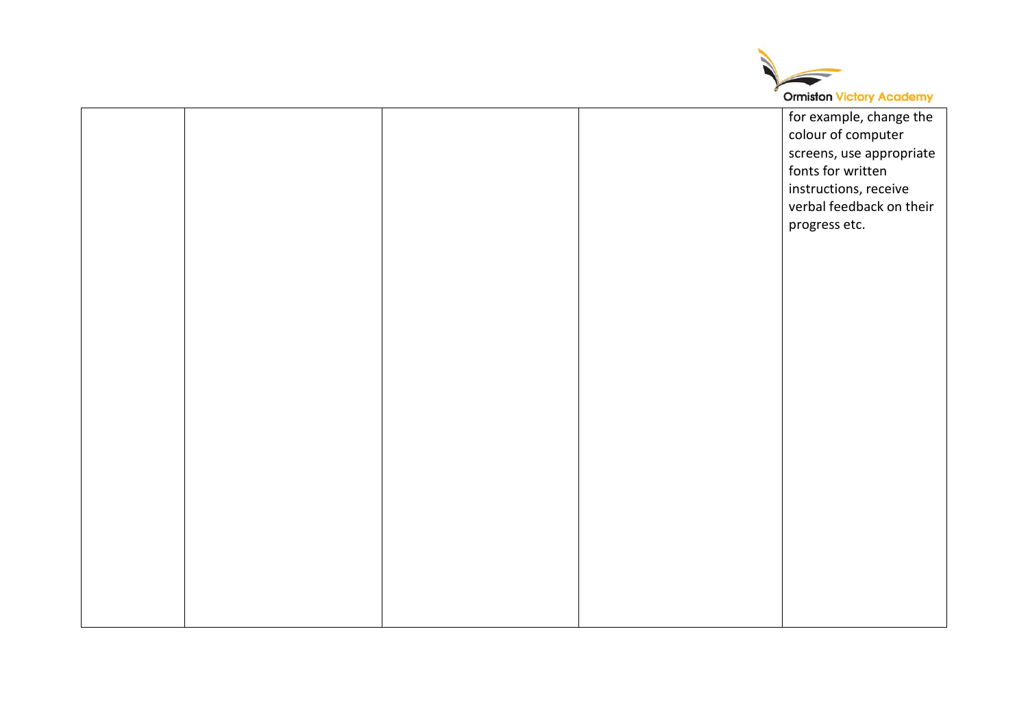|  |  |  |  |  |
|---|---|---|---|---|
|  |  |  |  | for example, change the colour of computer screens, use appropriate fonts for written instructions, receive verbal feedback on their progress etc. |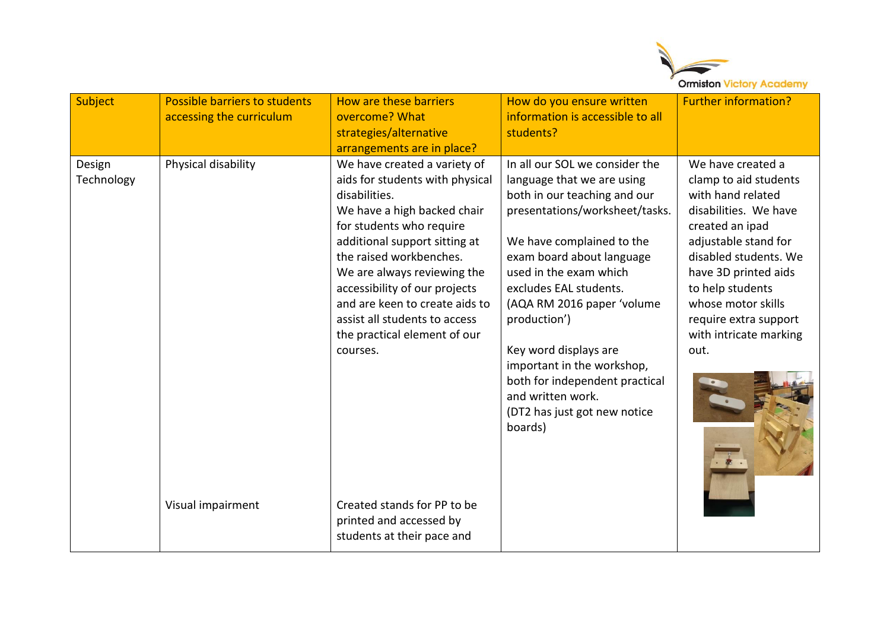| Subject | Possible barriers to students accessing the curriculum | How are these barriers overcome? What strategies/alternative arrangements are in place? | How do you ensure written information is accessible to all students? | Further information? |
| --- | --- | --- | --- | --- |
| Design Technology | Physical disability | We have created a variety of aids for students with physical disabilities.<br>We have a high backed chair for students who require additional support sitting at the raised workbenches.<br>We are always reviewing the accessibility of our projects and are keen to create aids to assist all students to access the practical element of our courses. | In all our SOL we consider the language that we are using both in our teaching and our presentations/worksheet/tasks.<br><br>We have complained to the exam board about language used in the exam which excludes EAL students. (AQA RM 2016 paper 'volume production')<br><br>Key word displays are important in the workshop, both for independent practical and written work.<br>(DT2 has just got new notice boards) | We have created a clamp to aid students with hand related disabilities. We have created an ipad adjustable stand for disabled students. We have 3D printed aids to help students whose motor skills require extra support with intricate marking out. |
| | Visual impairment | Created stands for PP to be printed and accessed by students at their pace and | | |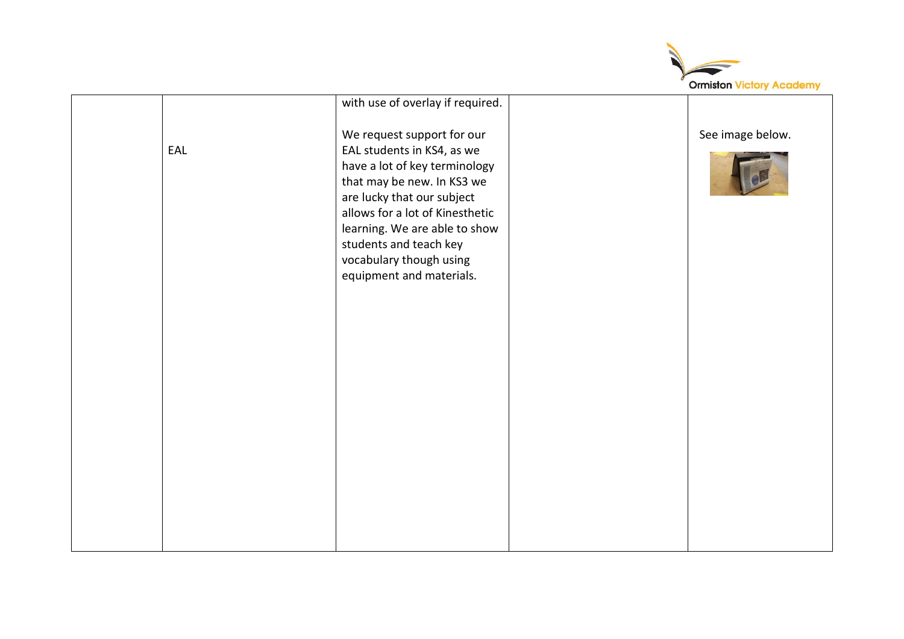| | | | | |
|---|---|---|---|---|
| | EAL | with use of overlay if required.<br><br>We request support for our EAL students in KS4, as we have a lot of key terminology that may be new. In KS3 we are lucky that our subject allows for a lot of Kinesthetic learning. We are able to show students and teach key vocabulary though using equipment and materials. | | See image below. |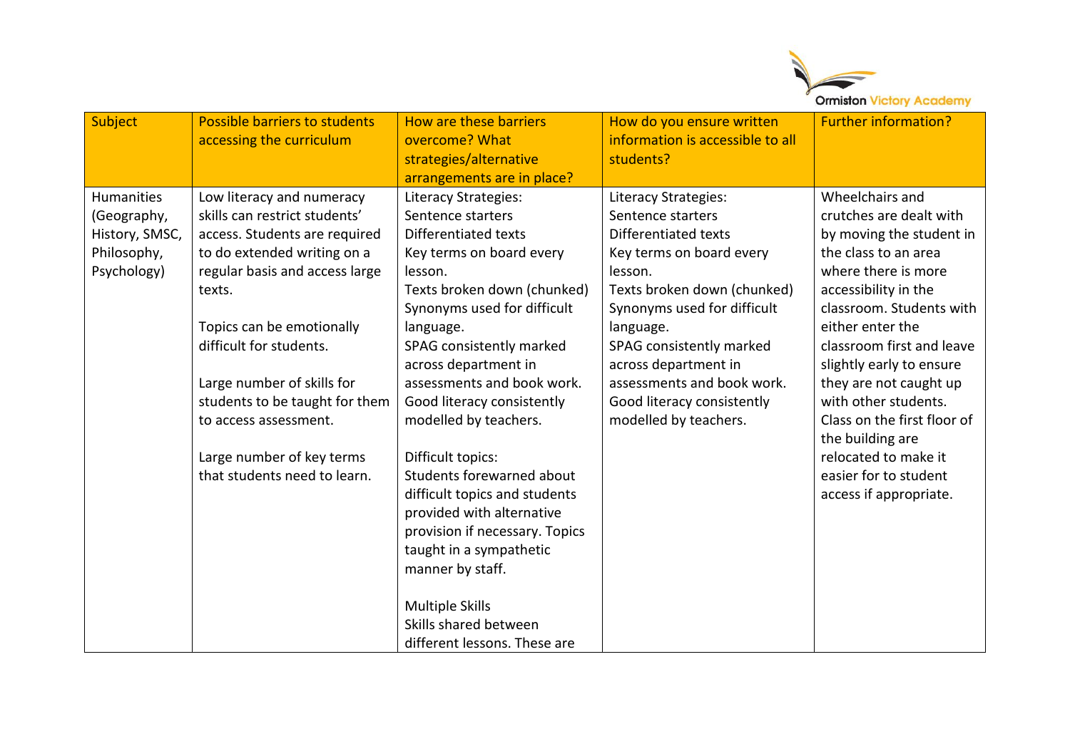| Subject | Possible barriers to students accessing the curriculum | How are these barriers overcome? What strategies/alternative arrangements are in place? | How do you ensure written information is accessible to all students? | Further information? |
|---|---|---|---|---|
| Humanities (Geography, History, SMSC, Philosophy, Psychology) | Low literacy and numeracy skills can restrict students' access. Students are required to do extended writing on a regular basis and access large texts.<br><br>Topics can be emotionally difficult for students.<br><br>Large number of skills for students to be taught for them to access assessment.<br><br>Large number of key terms that students need to learn. | Literacy Strategies:<br>Sentence starters<br>Differentiated texts<br>Key terms on board every lesson.<br>Texts broken down (chunked)<br>Synonyms used for difficult language.<br>SPAG consistently marked across department in assessments and book work.<br>Good literacy consistently modelled by teachers.<br><br>Difficult topics:<br>Students forewarned about difficult topics and students provided with alternative provision if necessary. Topics taught in a sympathetic manner by staff.<br><br>Multiple Skills<br>Skills shared between different lessons. These are | Literacy Strategies:<br>Sentence starters<br>Differentiated texts<br>Key terms on board every lesson.<br>Texts broken down (chunked)<br>Synonyms used for difficult language.<br>SPAG consistently marked across department in assessments and book work.<br>Good literacy consistently modelled by teachers. | Wheelchairs and crutches are dealt with by moving the student in the class to an area where there is more accessibility in the classroom. Students with either enter the classroom first and leave slightly early to ensure they are not caught up with other students. Class on the first floor of the building are relocated to make it easier for to student access if appropriate. |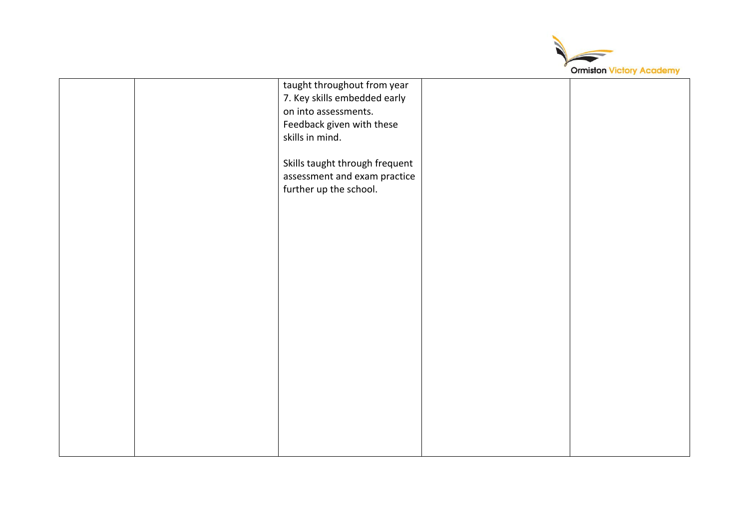|  |  | taught throughout from year 7. Key skills embedded early on into assessments. Feedback given with these skills in mind.<br><br>Skills taught through frequent assessment and exam practice further up the school. |  |  |
|---|---|---|---|---|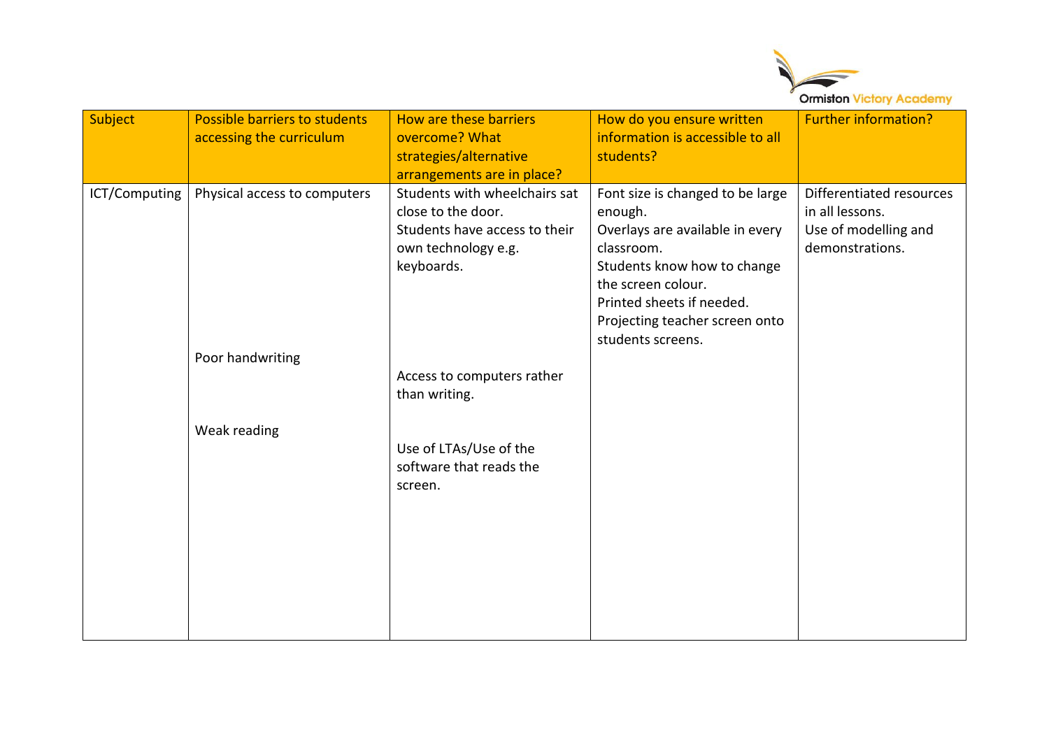| Subject | Possible barriers to students accessing the curriculum | How are these barriers overcome? What strategies/alternative arrangements are in place? | How do you ensure written information is accessible to all students? | Further information? |
|---|---|---|---|---|
| ICT/Computing | Physical access to computers<br><br>Poor handwriting<br><br>Weak reading | Students with wheelchairs sat close to the door.<br>Students have access to their own technology e.g. keyboards.<br><br>Access to computers rather than writing.<br><br>Use of LTAs/Use of the software that reads the screen. | Font size is changed to be large enough.<br>Overlays are available in every classroom.<br>Students know how to change the screen colour.<br>Printed sheets if needed.<br>Projecting teacher screen onto students screens. | Differentiated resources in all lessons.<br>Use of modelling and demonstrations. |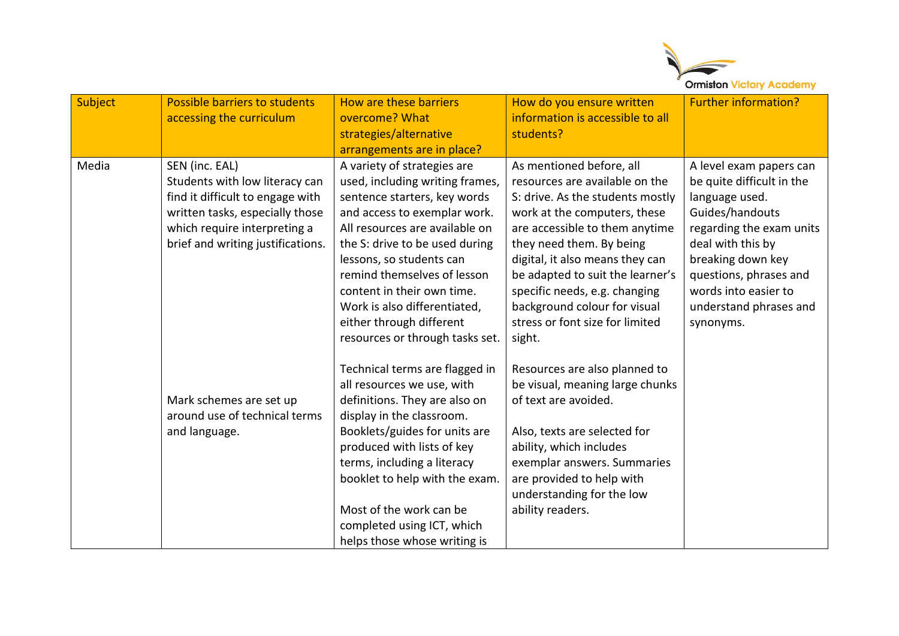| Subject | Possible barriers to students accessing the curriculum | How are these barriers overcome? What strategies/alternative arrangements are in place? | How do you ensure written information is accessible to all students? | Further information? |
|---|---|---|---|---|
| Media | SEN (inc. EAL)<br>Students with low literacy can find it difficult to engage with written tasks, especially those which require interpreting a brief and writing justifications.<br><br>Mark schemes are set up around use of technical terms and language. | A variety of strategies are used, including writing frames, sentence starters, key words and access to exemplar work. All resources are available on the S: drive to be used during lessons, so students can remind themselves of lesson content in their own time. Work is also differentiated, either through different resources or through tasks set.<br><br>Technical terms are flagged in all resources we use, with definitions. They are also on display in the classroom. Booklets/guides for units are produced with lists of key terms, including a literacy booklet to help with the exam.<br><br>Most of the work can be completed using ICT, which helps those whose writing is | As mentioned before, all resources are available on the S: drive. As the students mostly work at the computers, these are accessible to them anytime they need them. By being digital, it also means they can be adapted to suit the learner's specific needs, e.g. changing background colour for visual stress or font size for limited sight.<br><br>Resources are also planned to be visual, meaning large chunks of text are avoided.<br><br>Also, texts are selected for ability, which includes exemplar answers. Summaries are provided to help with understanding for the low ability readers. | A level exam papers can be quite difficult in the language used. Guides/handouts regarding the exam units deal with this by breaking down key questions, phrases and words into easier to understand phrases and synonyms. |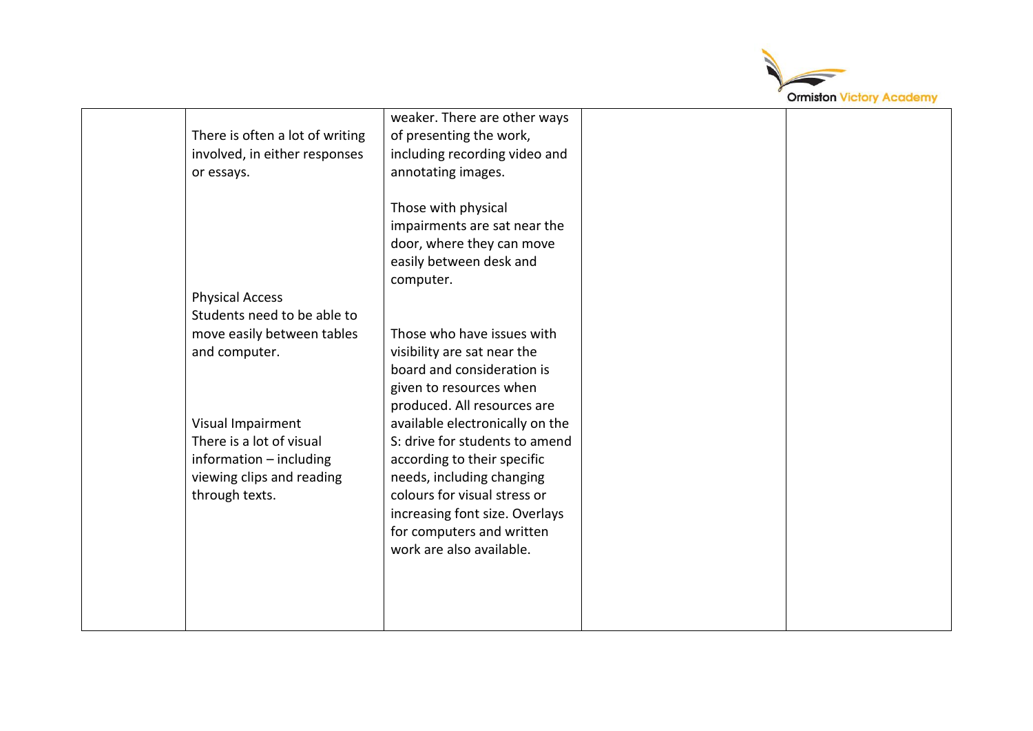| | | | | |
|---|---|---|---|---|
| | There is often a lot of writing involved, in either responses or essays.<br><br>Physical Access<br>Students need to be able to move easily between tables and computer.<br><br>Visual Impairment<br>There is a lot of visual information – including viewing clips and reading through texts. | weaker. There are other ways of presenting the work, including recording video and annotating images.<br><br>Those with physical impairments are sat near the door, where they can move easily between desk and computer.<br><br>Those who have issues with visibility are sat near the board and consideration is given to resources when produced. All resources are available electronically on the S: drive for students to amend according to their specific needs, including changing colours for visual stress or increasing font size. Overlays for computers and written work are also available. | | |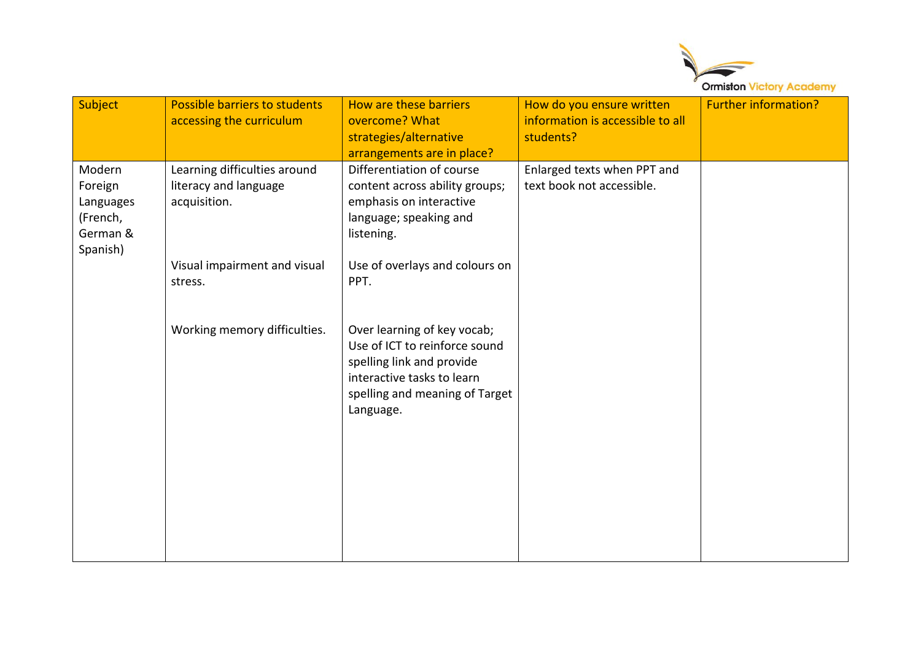| Subject | Possible barriers to students accessing the curriculum | How are these barriers overcome? What strategies/alternative arrangements are in place? | How do you ensure written information is accessible to all students? | Further information? |
|---|---|---|---|---|
| Modern Foreign Languages (French, German & Spanish) | Learning difficulties around literacy and language acquisition. | Differentiation of course content across ability groups; emphasis on interactive language; speaking and listening. | Enlarged texts when PPT and text book not accessible. | |
| | Visual impairment and visual stress. | Use of overlays and colours on PPT. | | |
| | Working memory difficulties. | Over learning of key vocab; Use of ICT to reinforce sound spelling link and provide interactive tasks to learn spelling and meaning of Target Language. | | |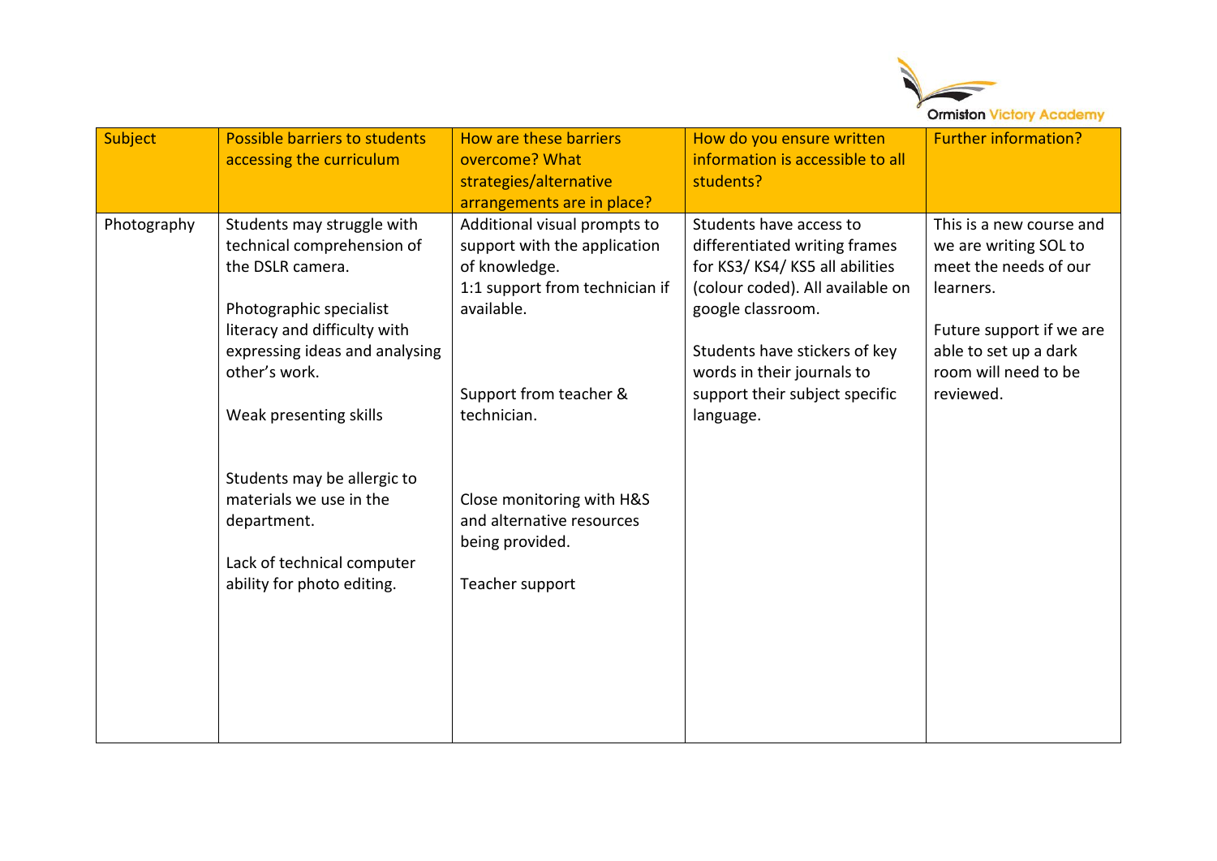| Subject | Possible barriers to students accessing the curriculum | How are these barriers overcome? What strategies/alternative arrangements are in place? | How do you ensure written information is accessible to all students? | Further information? |
|---|---|---|---|---|
| Photography | Students may struggle with technical comprehension of the DSLR camera.<br><br>Photographic specialist literacy and difficulty with expressing ideas and analysing other's work.<br><br>Weak presenting skills<br><br>Students may be allergic to materials we use in the department.<br><br>Lack of technical computer ability for photo editing. | Additional visual prompts to support with the application of knowledge.<br>1:1 support from technician if available.<br><br>Support from teacher & technician.<br><br>Close monitoring with H&S and alternative resources being provided.<br><br>Teacher support | Students have access to differentiated writing frames for KS3/ KS4/ KS5 all abilities (colour coded). All available on google classroom.<br><br>Students have stickers of key words in their journals to support their subject specific language. | This is a new course and we are writing SOL to meet the needs of our learners.<br><br>Future support if we are able to set up a dark room will need to be reviewed. |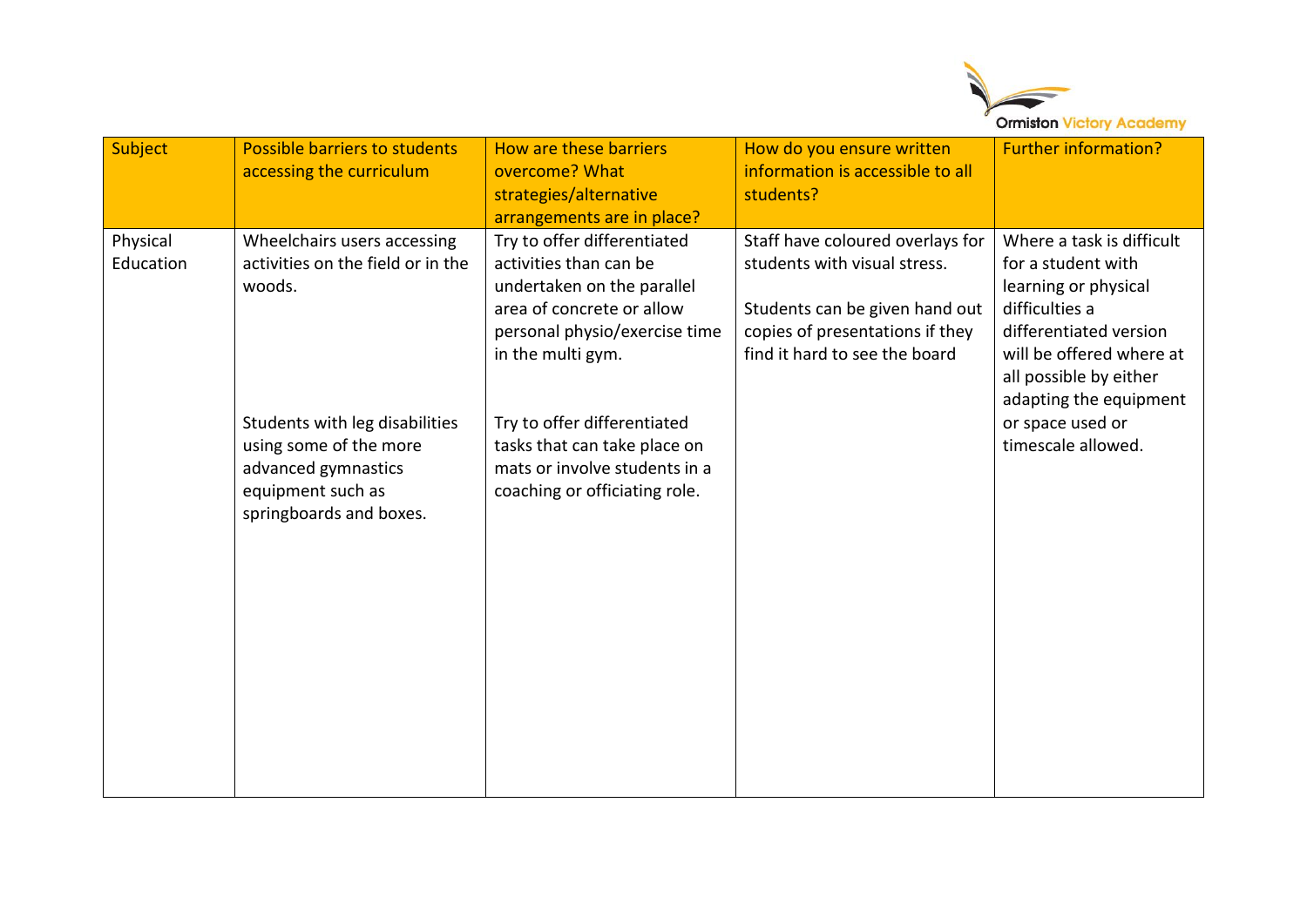| Subject | Possible barriers to students accessing the curriculum | How are these barriers overcome? What strategies/alternative arrangements are in place? | How do you ensure written information is accessible to all students? | Further information? |
|---|---|---|---|---|
| Physical Education | Wheelchairs users accessing activities on the field or in the woods.<br><br>Students with leg disabilities using some of the more advanced gymnastics equipment such as springboards and boxes. | Try to offer differentiated activities than can be undertaken on the parallel area of concrete or allow personal physio/exercise time in the multi gym.<br><br>Try to offer differentiated tasks that can take place on mats or involve students in a coaching or officiating role. | Staff have coloured overlays for students with visual stress.<br><br>Students can be given hand out copies of presentations if they find it hard to see the board | Where a task is difficult for a student with learning or physical difficulties a differentiated version will be offered where at all possible by either adapting the equipment or space used or timescale allowed. |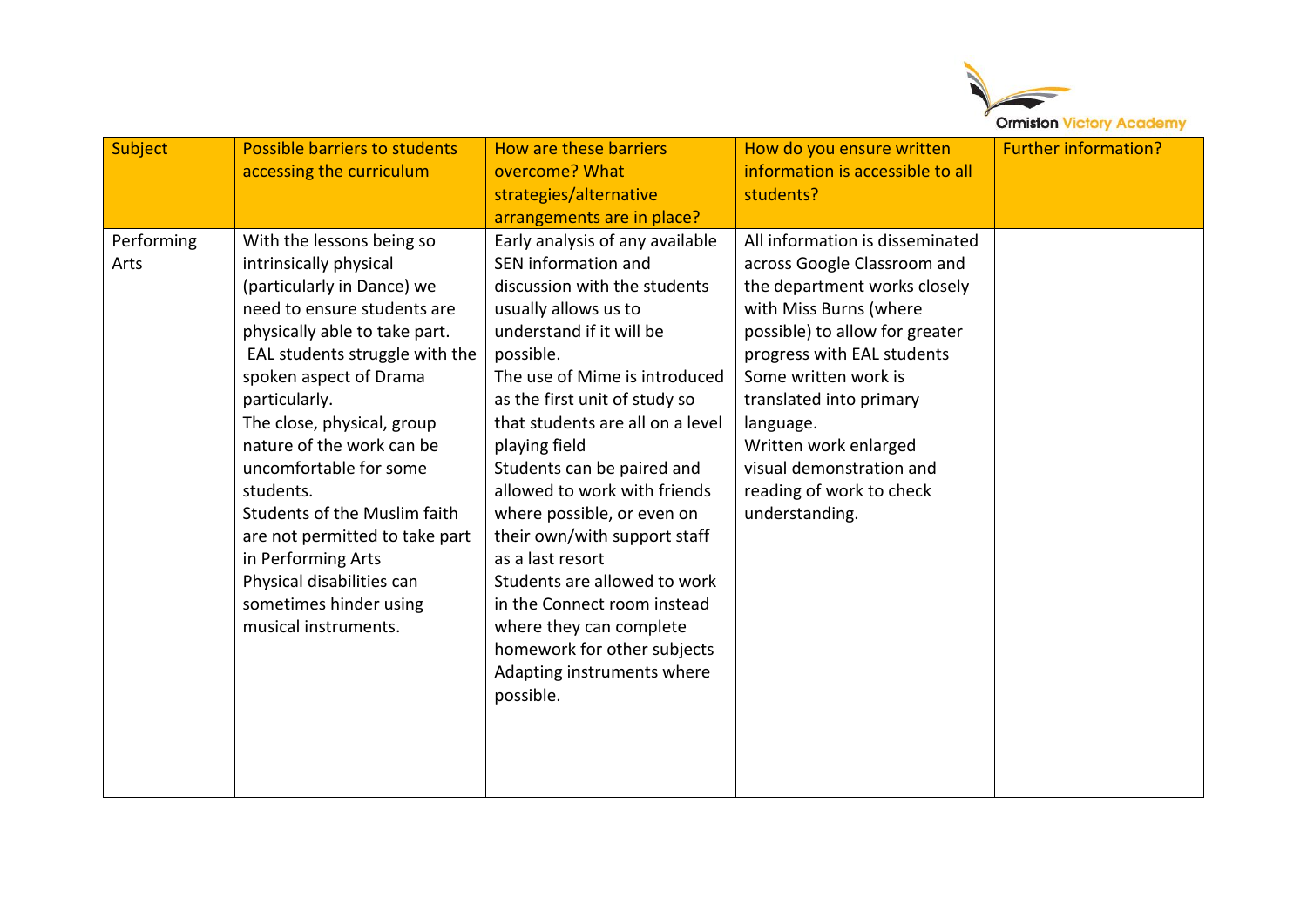| Subject | Possible barriers to students accessing the curriculum | How are these barriers overcome? What strategies/alternative arrangements are in place? | How do you ensure written information is accessible to all students? | Further information? |
|---|---|---|---|---|
| Performing Arts | With the lessons being so intrinsically physical (particularly in Dance) we need to ensure students are physically able to take part.<br>EAL students struggle with the spoken aspect of Drama particularly.<br>The close, physical, group nature of the work can be uncomfortable for some students.<br>Students of the Muslim faith are not permitted to take part in Performing Arts<br>Physical disabilities can sometimes hinder using musical instruments. | Early analysis of any available SEN information and discussion with the students usually allows us to understand if it will be possible.<br>The use of Mime is introduced as the first unit of study so that students are all on a level playing field<br>Students can be paired and allowed to work with friends where possible, or even on their own/with support staff as a last resort<br>Students are allowed to work in the Connect room instead where they can complete homework for other subjects<br>Adapting instruments where possible. | All information is disseminated across Google Classroom and the department works closely with Miss Burns (where possible) to allow for greater progress with EAL students<br>Some written work is translated into primary language.<br>Written work enlarged visual demonstration and reading of work to check understanding. | |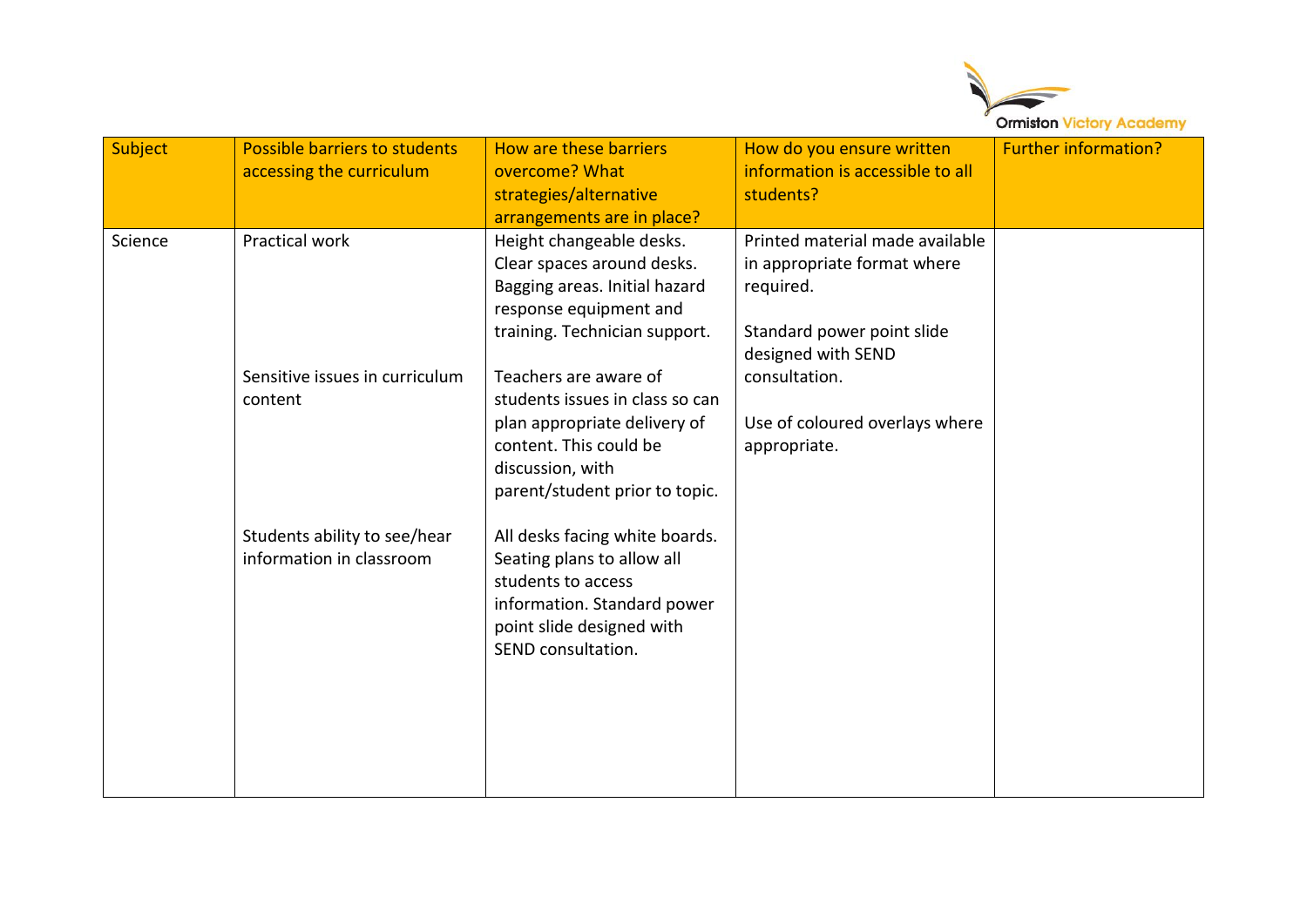| Subject | Possible barriers to students accessing the curriculum | How are these barriers overcome? What strategies/alternative arrangements are in place? | How do you ensure written information is accessible to all students? | Further information? |
|---|---|---|---|---|
| Science | Practical work | Height changeable desks. Clear spaces around desks. Bagging areas. Initial hazard response equipment and training. Technician support. | Printed material made available in appropriate format where required.<br><br>Standard power point slide designed with SEND consultation.<br><br>Use of coloured overlays where appropriate. | |
| | Sensitive issues in curriculum content | Teachers are aware of students issues in class so can plan appropriate delivery of content. This could be discussion, with parent/student prior to topic. | | |
| | Students ability to see/hear information in classroom | All desks facing white boards. Seating plans to allow all students to access information. Standard power point slide designed with SEND consultation. | | |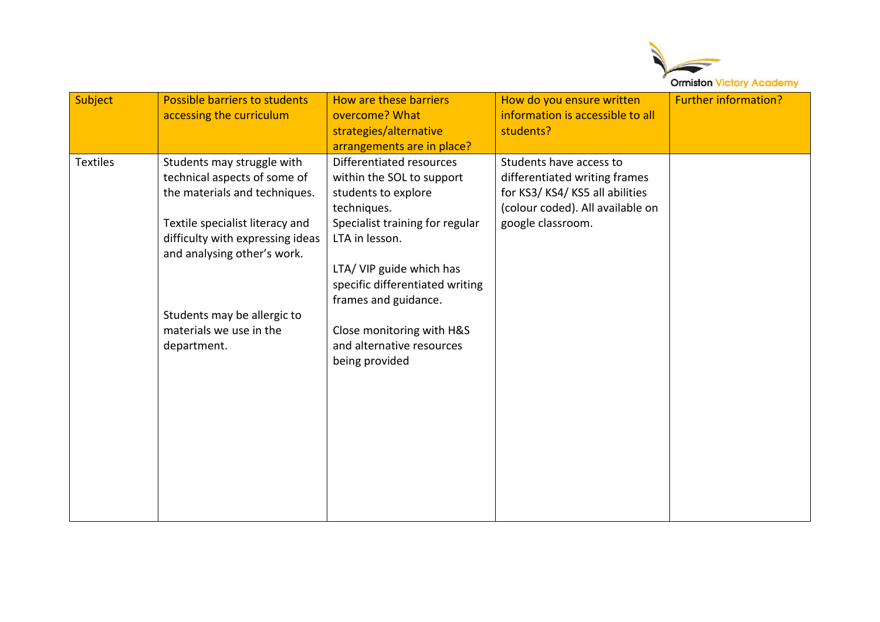| Subject | Possible barriers to students accessing the curriculum | How are these barriers overcome? What strategies/alternative arrangements are in place? | How do you ensure written information is accessible to all students? | Further information? |
| --- | --- | --- | --- | --- |
| Textiles | Students may struggle with technical aspects of some of the materials and techniques.<br><br>Textile specialist literacy and difficulty with expressing ideas and analysing other's work.<br><br>Students may be allergic to materials we use in the department. | Differentiated resources within the SOL to support students to explore techniques.<br>Specialist training for regular LTA in lesson.<br><br>LTA/ VIP guide which has specific differentiated writing frames and guidance.<br><br>Close monitoring with H&S and alternative resources being provided | Students have access to differentiated writing frames for KS3/ KS4/ KS5 all abilities (colour coded). All available on google classroom. | |